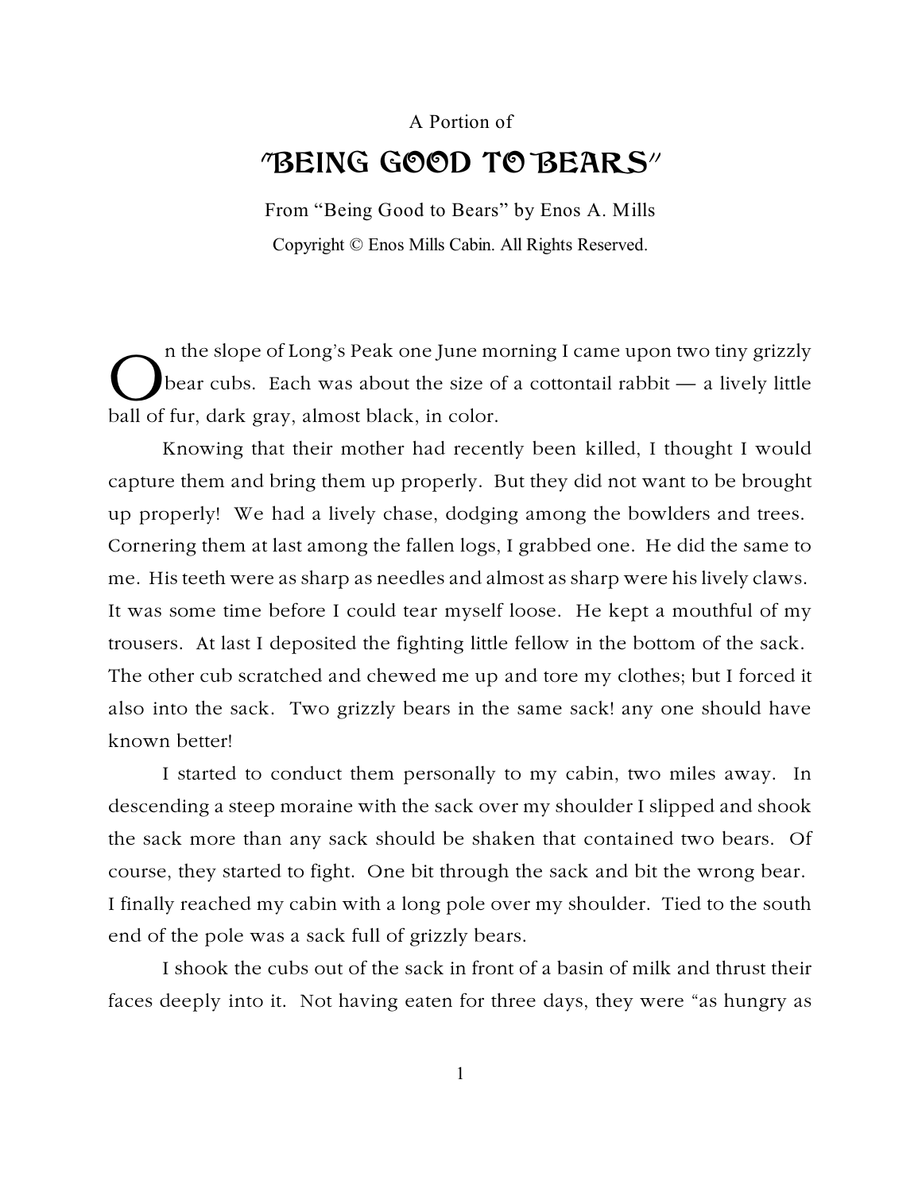A Portion of

# "BEING GOOD TO BEARS"

From "Being Good to Bears" by Enos A. Mills

Copyright © Enos Mills Cabin. All Rights Reserved.

On the slope of Long's Peak one June morning I came upon two tiny grizzly bear cubs. Each was about the size of a cottontail rabbit — a lively little ball of fur, dark gray, almost black, in color.

Knowing that their mother had recently been killed, I thought I would capture them and bring them up properly. But they did not want to be brought up properly! We had a lively chase, dodging among the bowlders and trees. Cornering them at last among the fallen logs, I grabbed one. He did the same to me. His teeth were as sharp as needles and almost as sharp were his lively claws. It was some time before I could tear myself loose. He kept a mouthful of my trousers. At last I deposited the fighting little fellow in the bottom of the sack. The other cub scratched and chewed me up and tore my clothes; but I forced it also into the sack. Two grizzly bears in the same sack! any one should have known better!

I started to conduct them personally to my cabin, two miles away. In descending a steep moraine with the sack over my shoulder I slipped and shook the sack more than any sack should be shaken that contained two bears. Of course, they started to fight. One bit through the sack and bit the wrong bear. I finally reached my cabin with a long pole over my shoulder. Tied to the south end of the pole was a sack full of grizzly bears.

I shook the cubs out of the sack in front of a basin of milk and thrust their faces deeply into it. Not having eaten for three days, they were "as hungry as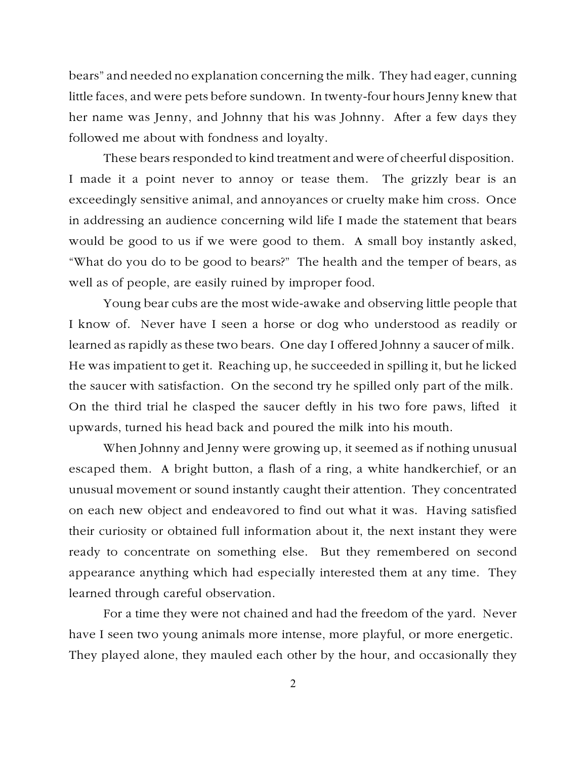bears" and needed no explanation concerning the milk. They had eager, cunning little faces, and were pets before sundown. In twenty-four hours Jenny knew that her name was Jenny, and Johnny that his was Johnny. After a few days they followed me about with fondness and loyalty.

These bears responded to kind treatment and were of cheerful disposition. I made it a point never to annoy or tease them. The grizzly bear is an exceedingly sensitive animal, and annoyances or cruelty make him cross. Once in addressing an audience concerning wild life I made the statement that bears would be good to us if we were good to them. A small boy instantly asked, "What do you do to be good to bears?" The health and the temper of bears, as well as of people, are easily ruined by improper food.

Young bear cubs are the most wide-awake and observing little people that I know of. Never have I seen a horse or dog who understood as readily or learned as rapidly as these two bears. One day I offered Johnny a saucer of milk. He was impatient to get it. Reaching up, he succeeded in spilling it, but he licked the saucer with satisfaction. On the second try he spilled only part of the milk. On the third trial he clasped the saucer deftly in his two fore paws, lifted it upwards, turned his head back and poured the milk into his mouth.

When Johnny and Jenny were growing up, it seemed as if nothing unusual escaped them. A bright button, a flash of a ring, a white handkerchief, or an unusual movement or sound instantly caught their attention. They concentrated on each new object and endeavored to find out what it was. Having satisfied their curiosity or obtained full information about it, the next instant they were ready to concentrate on something else. But they remembered on second appearance anything which had especially interested them at any time. They learned through careful observation.

For a time they were not chained and had the freedom of the yard. Never have I seen two young animals more intense, more playful, or more energetic. They played alone, they mauled each other by the hour, and occasionally they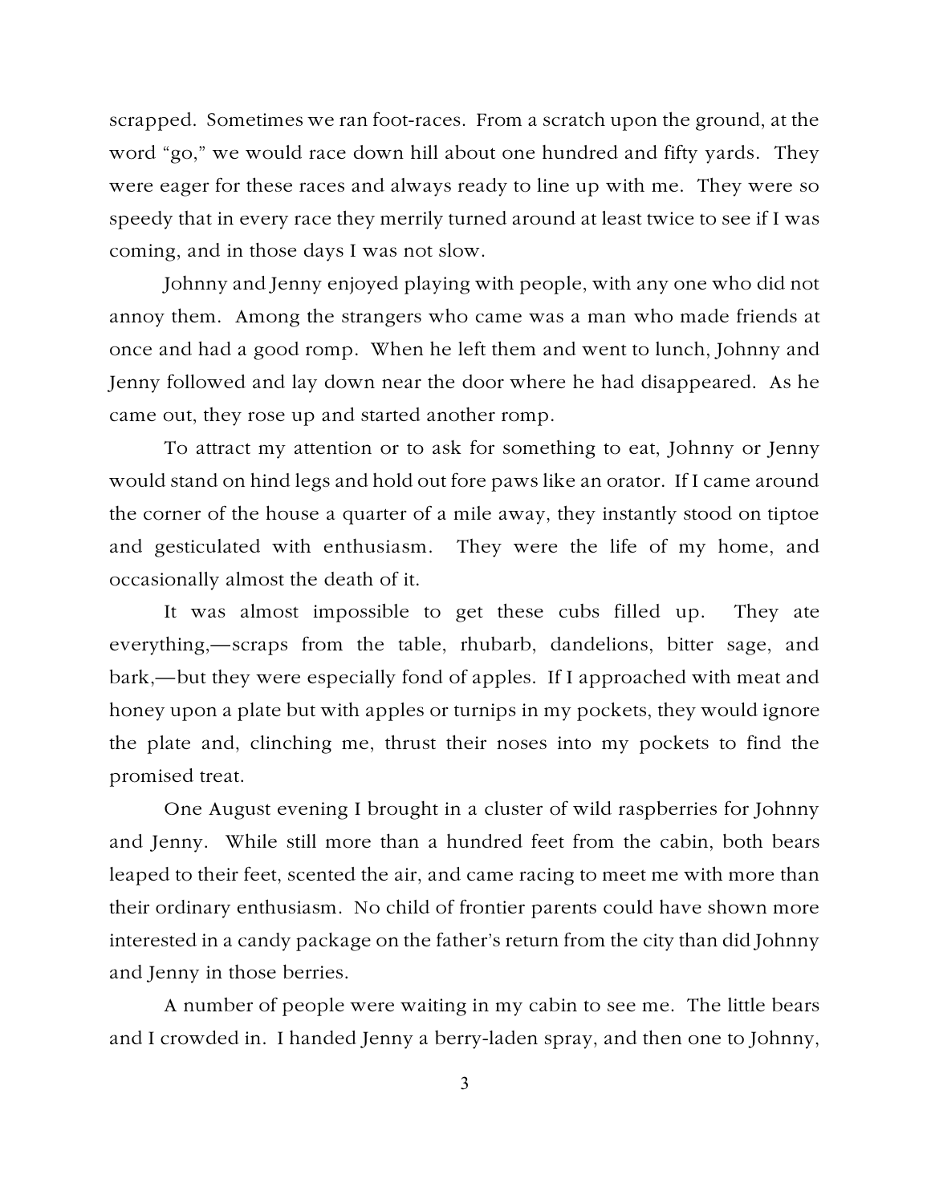scrapped. Sometimes we ran foot-races. From a scratch upon the ground, at the word "go," we would race down hill about one hundred and fifty yards. They were eager for these races and always ready to line up with me. They were so speedy that in every race they merrily turned around at least twice to see if I was coming, and in those days I was not slow.

Johnny and Jenny enjoyed playing with people, with any one who did not annoy them. Among the strangers who came was a man who made friends at once and had a good romp. When he left them and went to lunch, Johnny and Jenny followed and lay down near the door where he had disappeared. As he came out, they rose up and started another romp.

To attract my attention or to ask for something to eat, Johnny or Jenny would stand on hind legs and hold out fore paws like an orator. If I came around the corner of the house a quarter of a mile away, they instantly stood on tiptoe and gesticulated with enthusiasm. They were the life of my home, and occasionally almost the death of it.

It was almost impossible to get these cubs filled up. They ate everything,—scraps from the table, rhubarb, dandelions, bitter sage, and bark,—but they were especially fond of apples. If I approached with meat and honey upon a plate but with apples or turnips in my pockets, they would ignore the plate and, clinching me, thrust their noses into my pockets to find the promised treat.

One August evening I brought in a cluster of wild raspberries for Johnny and Jenny. While still more than a hundred feet from the cabin, both bears leaped to their feet, scented the air, and came racing to meet me with more than their ordinary enthusiasm. No child of frontier parents could have shown more interested in a candy package on the father's return from the city than did Johnny and Jenny in those berries.

A number of people were waiting in my cabin to see me. The little bears and I crowded in. I handed Jenny a berry-laden spray, and then one to Johnny,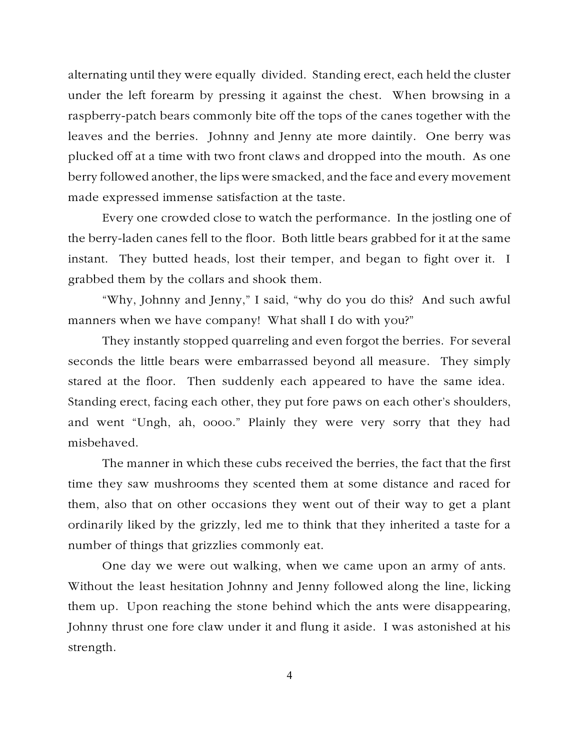alternating until they were equally divided. Standing erect, each held the cluster under the left forearm by pressing it against the chest. When browsing in a raspberry-patch bears commonly bite off the tops of the canes together with the leaves and the berries. Johnny and Jenny ate more daintily. One berry was plucked off at a time with two front claws and dropped into the mouth. As one berry followed another, the lips were smacked, and the face and every movement made expressed immense satisfaction at the taste.

Every one crowded close to watch the performance. In the jostling one of the berry-laden canes fell to the floor. Both little bears grabbed for it at the same instant. They butted heads, lost their temper, and began to fight over it. I grabbed them by the collars and shook them.

"Why, Johnny and Jenny," I said, "why do you do this? And such awful manners when we have company! What shall I do with you?"

They instantly stopped quarreling and even forgot the berries. For several seconds the little bears were embarrassed beyond all measure. They simply stared at the floor. Then suddenly each appeared to have the same idea. Standing erect, facing each other, they put fore paws on each other's shoulders, and went "Ungh, ah, oooo." Plainly they were very sorry that they had misbehaved.

The manner in which these cubs received the berries, the fact that the first time they saw mushrooms they scented them at some distance and raced for them, also that on other occasions they went out of their way to get a plant ordinarily liked by the grizzly, led me to think that they inherited a taste for a number of things that grizzlies commonly eat.

One day we were out walking, when we came upon an army of ants. Without the least hesitation Johnny and Jenny followed along the line, licking them up. Upon reaching the stone behind which the ants were disappearing, Johnny thrust one fore claw under it and flung it aside. I was astonished at his strength.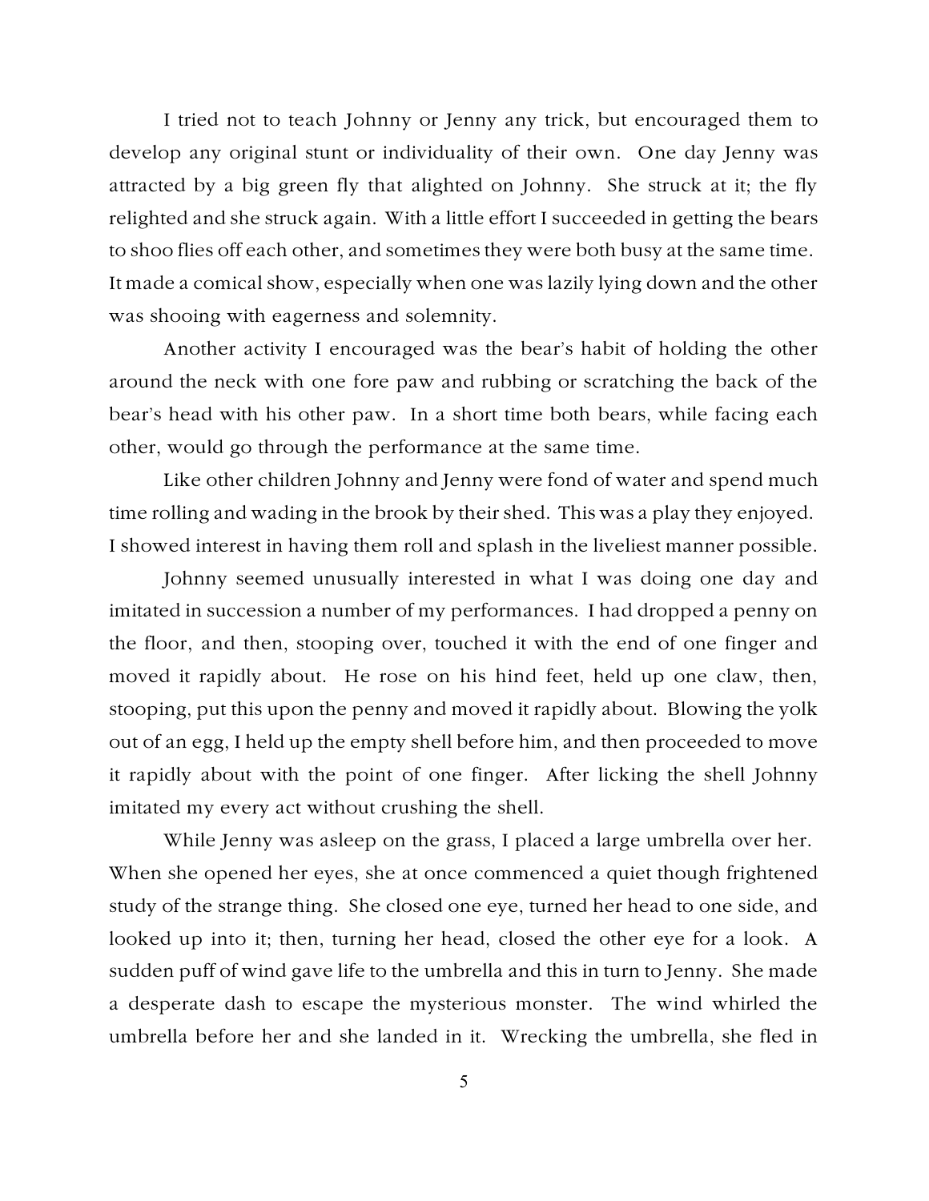I tried not to teach Johnny or Jenny any trick, but encouraged them to develop any original stunt or individuality of their own. One day Jenny was attracted by a big green fly that alighted on Johnny. She struck at it; the fly relighted and she struck again. With a little effort I succeeded in getting the bears to shoo flies off each other, and sometimes they were both busy at the same time. It made a comical show, especially when one was lazily lying down and the other was shooing with eagerness and solemnity.

Another activity I encouraged was the bear's habit of holding the other around the neck with one fore paw and rubbing or scratching the back of the bear's head with his other paw. In a short time both bears, while facing each other, would go through the performance at the same time.

Like other children Johnny and Jenny were fond of water and spend much time rolling and wading in the brook by their shed. This was a play they enjoyed. I showed interest in having them roll and splash in the liveliest manner possible.

Johnny seemed unusually interested in what I was doing one day and imitated in succession a number of my performances. I had dropped a penny on the floor, and then, stooping over, touched it with the end of one finger and moved it rapidly about. He rose on his hind feet, held up one claw, then, stooping, put this upon the penny and moved it rapidly about. Blowing the yolk out of an egg, I held up the empty shell before him, and then proceeded to move it rapidly about with the point of one finger. After licking the shell Johnny imitated my every act without crushing the shell.

While Jenny was asleep on the grass, I placed a large umbrella over her. When she opened her eyes, she at once commenced a quiet though frightened study of the strange thing. She closed one eye, turned her head to one side, and looked up into it; then, turning her head, closed the other eye for a look. A sudden puff of wind gave life to the umbrella and this in turn to Jenny. She made a desperate dash to escape the mysterious monster. The wind whirled the umbrella before her and she landed in it. Wrecking the umbrella, she fled in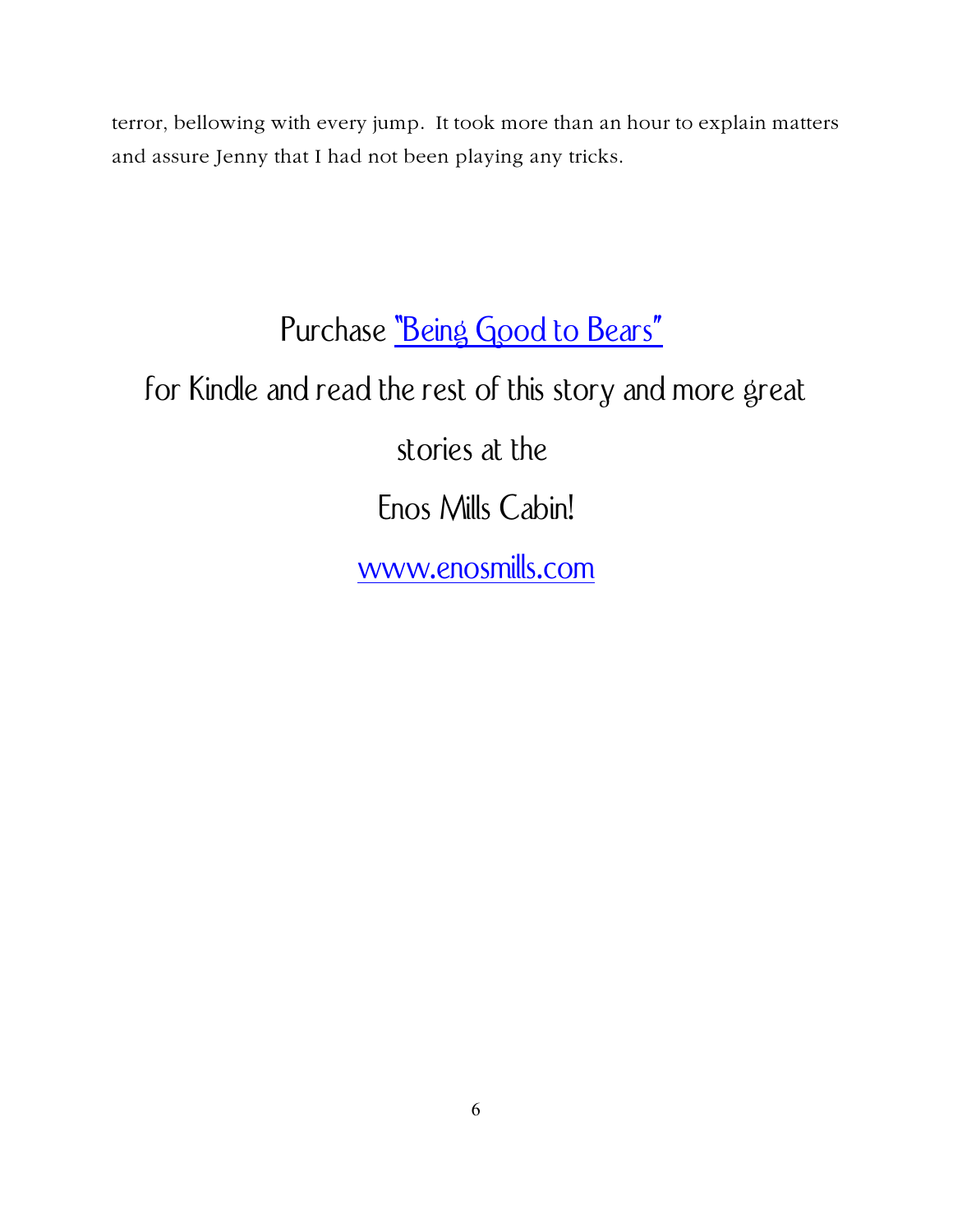terror, bellowing with every jump. It took more than an hour to explain matters and assure Jenny that I had not been playing any tricks.

Purchase "Being Good to Bears"

for Kindle and read the rest of this story and more great

stories at the

Enos Mills Cabin!

www.enosmills.com